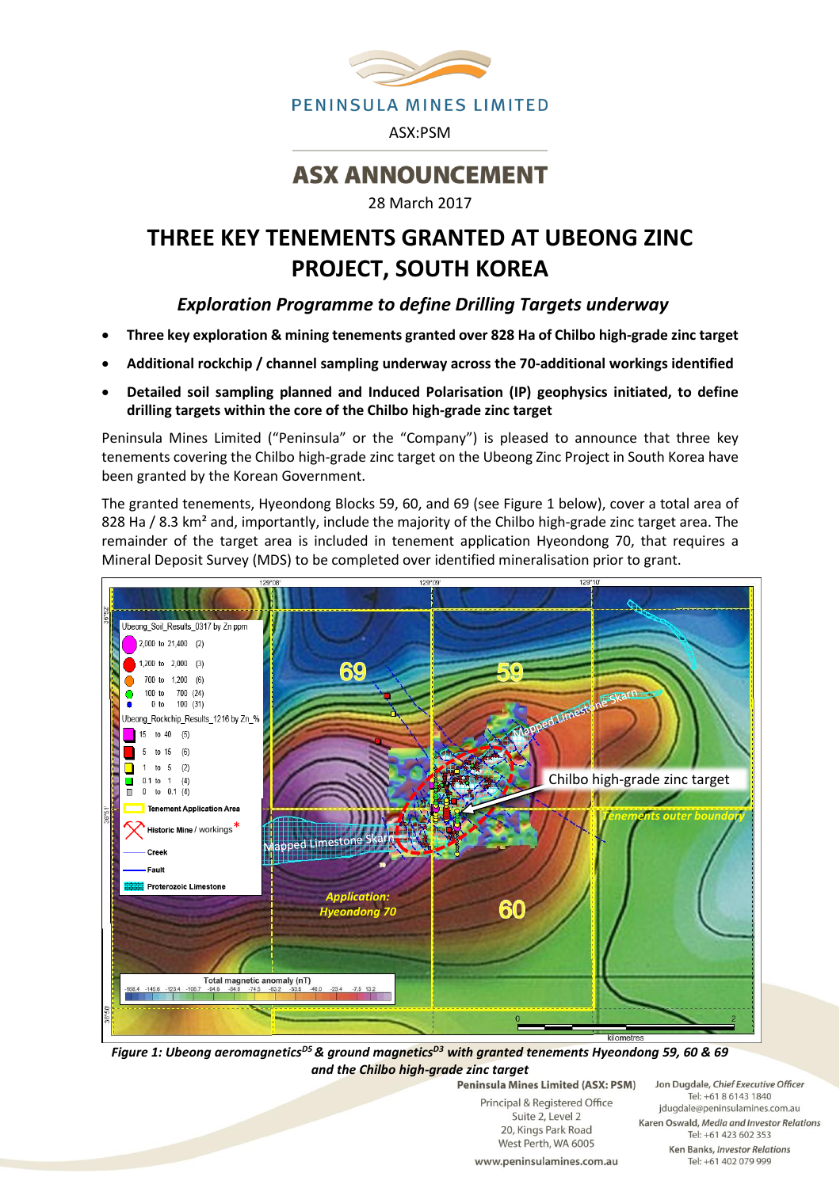PENINSULA MINES LIMITED

ASX:PSM

# ASX ANNOUNCEMENT

28 March 2017

# THREE KEY TENEMENTS GRANTED AT UBEONG ZINC PROJECT, SOUTH KOREA

## *Exploration Programme to define Drilling Targets underway*

- **Three key exploration & mining tenements granted over 828 Ha of Chilbo high-grade zinc target**
- **Additional rockchip / channel sampling underway across the 70-additional workings identified**
- **Detailed soil sampling planned and Induced Polarisation (IP) geophysics initiated, to define drilling targets within the core of the Chilbo high-grade zinc target**

Peninsula Mines Limited ("Peninsula" or the "Company") is pleased to announce that three key tenements covering the Chilbo high-grade zinc target on the Ubeong Zinc Project in South Korea have been granted by the Korean Government.

The granted tenements, Hyeondong Blocks 59, 60, and 69 (see Figure 1 below), cover a total area of 828 Ha / 8.3 km² and, importantly, include the majority of the Chilbo high-grade zinc target area. The remainder of the target area is included in tenement application Hyeondong 70, that requires a Mineral Deposit Survey (MDS) to be completed over identified mineralisation prior to grant.

129°08'
129°09'
129°10'
36°52'
36°51'
36°50'

Ubeong_Soil_Results_0317 by Zn ppm
2,000 to 21,400 (2)
1,200 to 2,000 (3)
700 to 1,200 (6)
100 to 700 (24)
0 to 100 (31)

Ubeong_Rockchip_Results_1216 by Zn_%
15 to 40 (5)
5 to 15 (6)
1 to 5 (2)
0.1 to 1 (4)
0 to 0.1 (4)

Tenement Application Area
Historic Mine / workings *
Creek
Fault
Proterozoic Limestone

69
59
60
Mapped Limestone Skarn
Mapped Limestone Skarn
Chilbo high-grade zinc target
Tenements outer boundary
Application: Hyeondong 70

Total magnetic anomaly (nT)
-168.4 -145.6 -123.4 -108.7 -94.6 -84.8 -74.5 -63.2 -53.5 -40.0 -23.4 -7.5 13.2

0 2
kilometres

*Figure 1: Ubeong aeromagnetics[D5] & ground magnetics[D3] with granted tenements Hyeondong 59, 60 & 69 and the Chilbo high-grade zinc target*

**Peninsula Mines Limited (ASX: PSM)**
Principal & Registered Office
Suite 2, Level 2
20, Kings Park Road
West Perth, WA 6005

www.peninsulamines.com.au

Jon Dugdale, *Chief Executive Officer*
Tel: +61 8 6143 1840
jdugdale@peninsulamines.com.au
Karen Oswald, *Media and Investor Relations*
Tel: +61 423 602 353
Ken Banks, *Investor Relations*
Tel: +61 402 079 999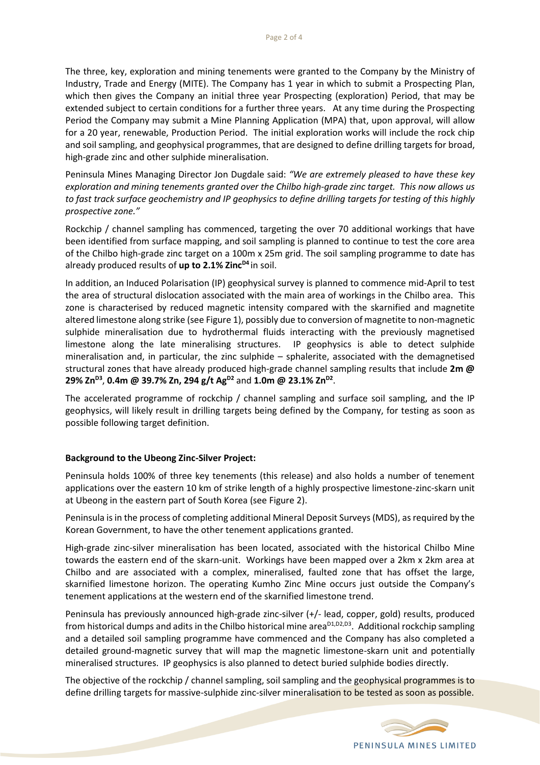The three, key, exploration and mining tenements were granted to the Company by the Ministry of Industry, Trade and Energy (MITE). The Company has 1 year in which to submit a Prospecting Plan, which then gives the Company an initial three year Prospecting (exploration) Period, that may be extended subject to certain conditions for a further three years. At any time during the Prospecting Period the Company may submit a Mine Planning Application (MPA) that, upon approval, will allow for a 20 year, renewable, Production Period. The initial exploration works will include the rock chip and soil sampling, and geophysical programmes, that are designed to define drilling targets for broad, high-grade zinc and other sulphide mineralisation.

Peninsula Mines Managing Director Jon Dugdale said: *"We are extremely pleased to have these key exploration and mining tenements granted over the Chilbo high-grade zinc target. This now allows us to fast track surface geochemistry and IP geophysics to define drilling targets for testing of this highly prospective zone."*

Rockchip / channel sampling has commenced, targeting the over 70 additional workings that have been identified from surface mapping, and soil sampling is planned to continue to test the core area of the Chilbo high-grade zinc target on a 100m x 25m grid. The soil sampling programme to date has already produced results of **up to 2.1% Zinc**[D4] in soil.

In addition, an Induced Polarisation (IP) geophysical survey is planned to commence mid-April to test the area of structural dislocation associated with the main area of workings in the Chilbo area. This zone is characterised by reduced magnetic intensity compared with the skarnified and magnetite altered limestone along strike (see Figure 1), possibly due to conversion of magnetite to non-magnetic sulphide mineralisation due to hydrothermal fluids interacting with the previously magnetised limestone along the late mineralising structures. IP geophysics is able to detect sulphide mineralisation and, in particular, the zinc sulphide – sphalerite, associated with the demagnetised structural zones that have already produced high-grade channel sampling results that include **2m @ 29% Zn**[D3], **0.4m @ 39.7% Zn, 294 g/t Ag**[D2] and **1.0m @ 23.1% Zn**[D2].

The accelerated programme of rockchip / channel sampling and surface soil sampling, and the IP geophysics, will likely result in drilling targets being defined by the Company, for testing as soon as possible following target definition.

**Background to the Ubeong Zinc-Silver Project:**

Peninsula holds 100% of three key tenements (this release) and also holds a number of tenement applications over the eastern 10 km of strike length of a highly prospective limestone-zinc-skarn unit at Ubeong in the eastern part of South Korea (see Figure 2).

Peninsula is in the process of completing additional Mineral Deposit Surveys (MDS), as required by the Korean Government, to have the other tenement applications granted.

High-grade zinc-silver mineralisation has been located, associated with the historical Chilbo Mine towards the eastern end of the skarn-unit. Workings have been mapped over a 2km x 2km area at Chilbo and are associated with a complex, mineralised, faulted zone that has offset the large, skarnified limestone horizon. The operating Kumho Zinc Mine occurs just outside the Company's tenement applications at the western end of the skarnified limestone trend.

Peninsula has previously announced high-grade zinc-silver (+/- lead, copper, gold) results, produced from historical dumps and adits in the Chilbo historical mine area[D1,D2,D3]. Additional rockchip sampling and a detailed soil sampling programme have commenced and the Company has also completed a detailed ground-magnetic survey that will map the magnetic limestone-skarn unit and potentially mineralised structures. IP geophysics is also planned to detect buried sulphide bodies directly.

The objective of the rockchip / channel sampling, soil sampling and the geophysical programmes is to define drilling targets for massive-sulphide zinc-silver mineralisation to be tested as soon as possible.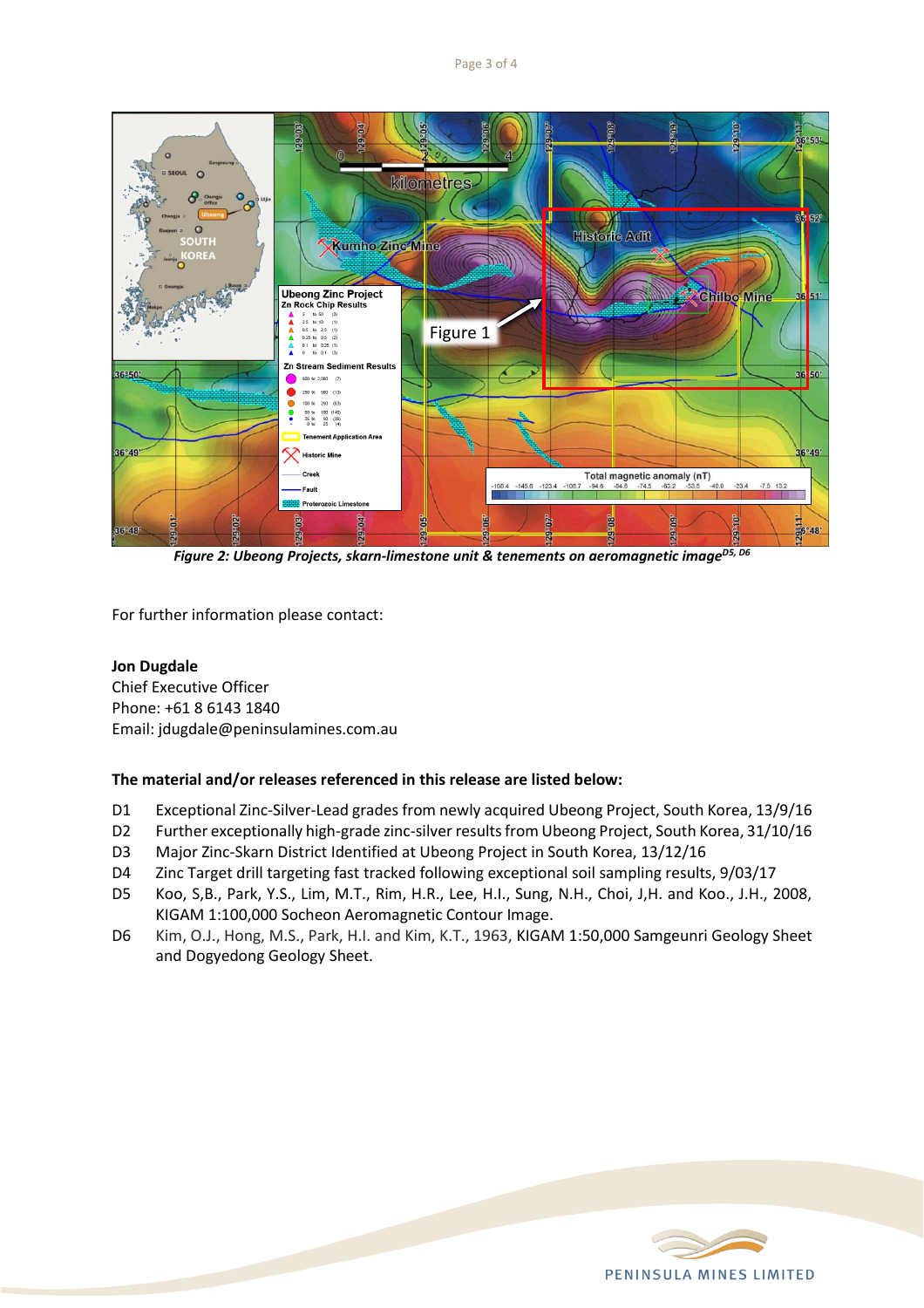*Figure 2: Ubeong Projects, skarn-limestone unit & tenements on aeromagnetic image[D5, D6]*

For further information please contact:

**Jon Dugdale**
Chief Executive Officer
Phone: +61 8 6143 1840
Email: jdugdale@peninsulamines.com.au

**The material and/or releases referenced in this release are listed below:**

- D1 Exceptional Zinc-Silver-Lead grades from newly acquired Ubeong Project, South Korea, 13/9/16
- D2 Further exceptionally high-grade zinc-silver results from Ubeong Project, South Korea, 31/10/16
- D3 Major Zinc-Skarn District Identified at Ubeong Project in South Korea, 13/12/16
- D4 Zinc Target drill targeting fast tracked following exceptional soil sampling results, 9/03/17
- D5 Koo, S,B., Park, Y.S., Lim, M.T., Rim, H.R., Lee, H.I., Sung, N.H., Choi, J,H. and Koo., J.H., 2008, KIGAM 1:100,000 Socheon Aeromagnetic Contour Image.
- D6 Kim, O.J., Hong, M.S., Park, H.I. and Kim, K.T., 1963, KIGAM 1:50,000 Samgeunri Geology Sheet and Dogyedong Geology Sheet.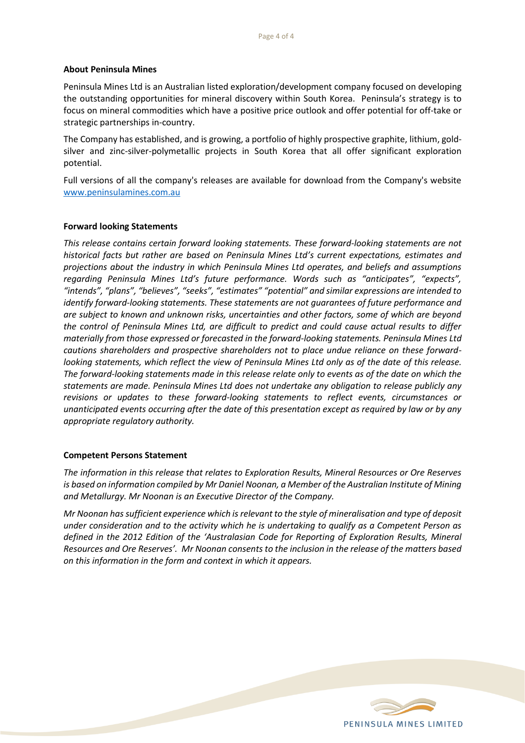**About Peninsula Mines**

Peninsula Mines Ltd is an Australian listed exploration/development company focused on developing the outstanding opportunities for mineral discovery within South Korea. Peninsula's strategy is to focus on mineral commodities which have a positive price outlook and offer potential for off-take or strategic partnerships in-country.

The Company has established, and is growing, a portfolio of highly prospective graphite, lithium, gold-silver and zinc-silver-polymetallic projects in South Korea that all offer significant exploration potential.

Full versions of all the company's releases are available for download from the Company's website [www.peninsulamines.com.au](http://www.peninsulamines.com.au)

**Forward looking Statements**

*This release contains certain forward looking statements. These forward-looking statements are not historical facts but rather are based on Peninsula Mines Ltd's current expectations, estimates and projections about the industry in which Peninsula Mines Ltd operates, and beliefs and assumptions regarding Peninsula Mines Ltd's future performance. Words such as "anticipates", "expects", "intends", "plans", "believes", "seeks", "estimates" "potential" and similar expressions are intended to identify forward-looking statements. These statements are not guarantees of future performance and are subject to known and unknown risks, uncertainties and other factors, some of which are beyond the control of Peninsula Mines Ltd, are difficult to predict and could cause actual results to differ materially from those expressed or forecasted in the forward-looking statements. Peninsula Mines Ltd cautions shareholders and prospective shareholders not to place undue reliance on these forward-looking statements, which reflect the view of Peninsula Mines Ltd only as of the date of this release. The forward-looking statements made in this release relate only to events as of the date on which the statements are made. Peninsula Mines Ltd does not undertake any obligation to release publicly any revisions or updates to these forward-looking statements to reflect events, circumstances or unanticipated events occurring after the date of this presentation except as required by law or by any appropriate regulatory authority.*

**Competent Persons Statement**

*The information in this release that relates to Exploration Results, Mineral Resources or Ore Reserves is based on information compiled by Mr Daniel Noonan, a Member of the Australian Institute of Mining and Metallurgy. Mr Noonan is an Executive Director of the Company.*

*Mr Noonan has sufficient experience which is relevant to the style of mineralisation and type of deposit under consideration and to the activity which he is undertaking to qualify as a Competent Person as defined in the 2012 Edition of the 'Australasian Code for Reporting of Exploration Results, Mineral Resources and Ore Reserves'. Mr Noonan consents to the inclusion in the release of the matters based on this information in the form and context in which it appears.*